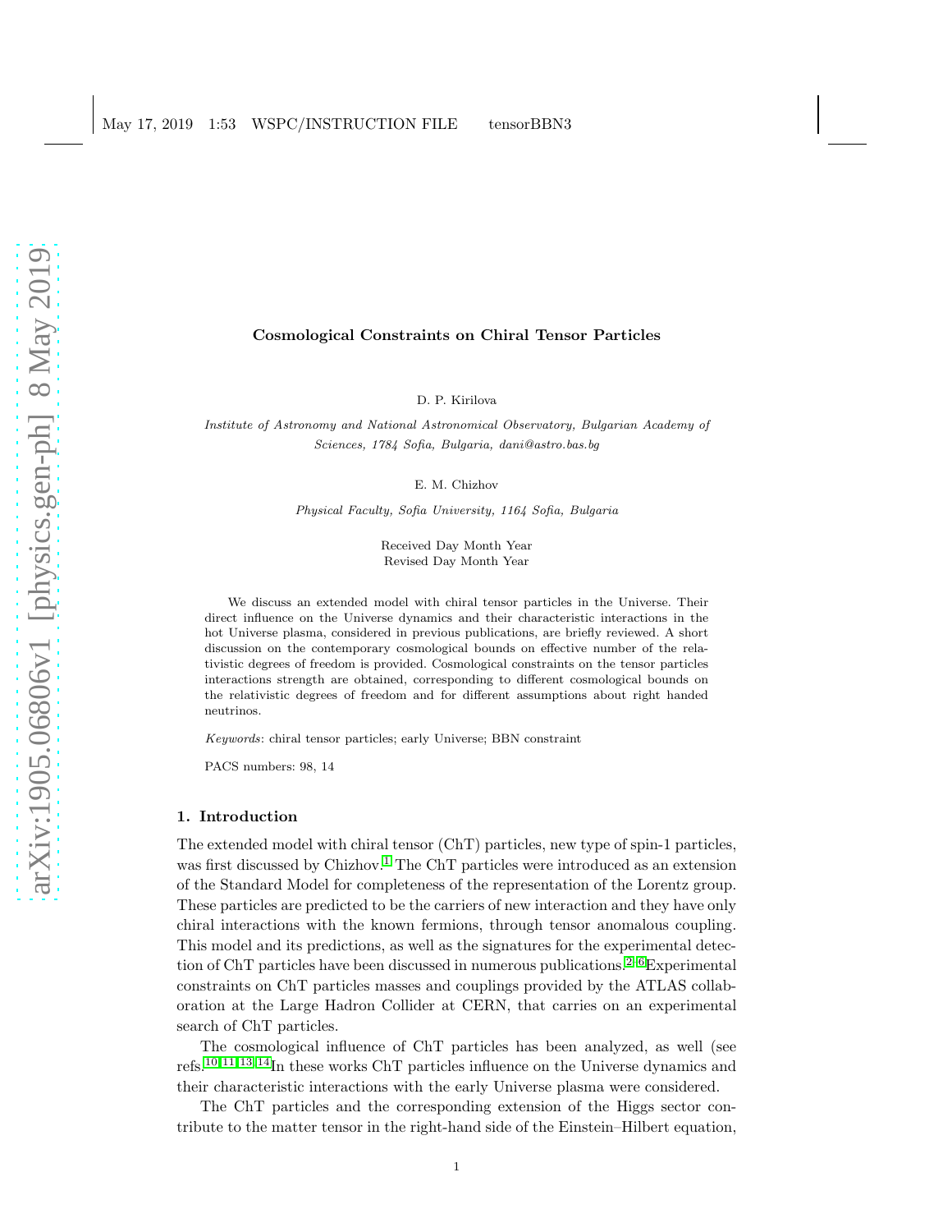# Cosmological Constraints on Chiral Tensor Particles

D. P. Kirilova

*Institute of Astronomy and National Astronomical Observatory, Bulgarian Academy of Sciences, 1784 Sofia, Bulgaria, dani@astro.bas.bg*

E. M. Chizhov

*Physical Faculty, Sofia University, 1164 Sofia, Bulgaria*

Received Day Month Year
Revised Day Month Year

We discuss an extended model with chiral tensor particles in the Universe. Their direct influence on the Universe dynamics and their characteristic interactions in the hot Universe plasma, considered in previous publications, are briefly reviewed. A short discussion on the contemporary cosmological bounds on effective number of the relativistic degrees of freedom is provided. Cosmological constraints on the tensor particles interactions strength are obtained, corresponding to different cosmological bounds on the relativistic degrees of freedom and for different assumptions about right handed neutrinos.

*Keywords*: chiral tensor particles; early Universe; BBN constraint

PACS numbers: 98, 14

## 1. Introduction

The extended model with chiral tensor (ChT) particles, new type of spin-1 particles, was first discussed by Chizhov.[1] The ChT particles were introduced as an extension of the Standard Model for completeness of the representation of the Lorentz group. These particles are predicted to be the carriers of new interaction and they have only chiral interactions with the known fermions, through tensor anomalous coupling. This model and its predictions, as well as the signatures for the experimental detection of ChT particles have been discussed in numerous publications.[2–6]Experimental constraints on ChT particles masses and couplings provided by the ATLAS collaboration at the Large Hadron Collider at CERN, that carries on an experimental search of ChT particles.

The cosmological influence of ChT particles has been analyzed, as well (see refs.[10, 11, 13, 14]In these works ChT particles influence on the Universe dynamics and their characteristic interactions with the early Universe plasma were considered.

The ChT particles and the corresponding extension of the Higgs sector contribute to the matter tensor in the right-hand side of the Einstein–Hilbert equation,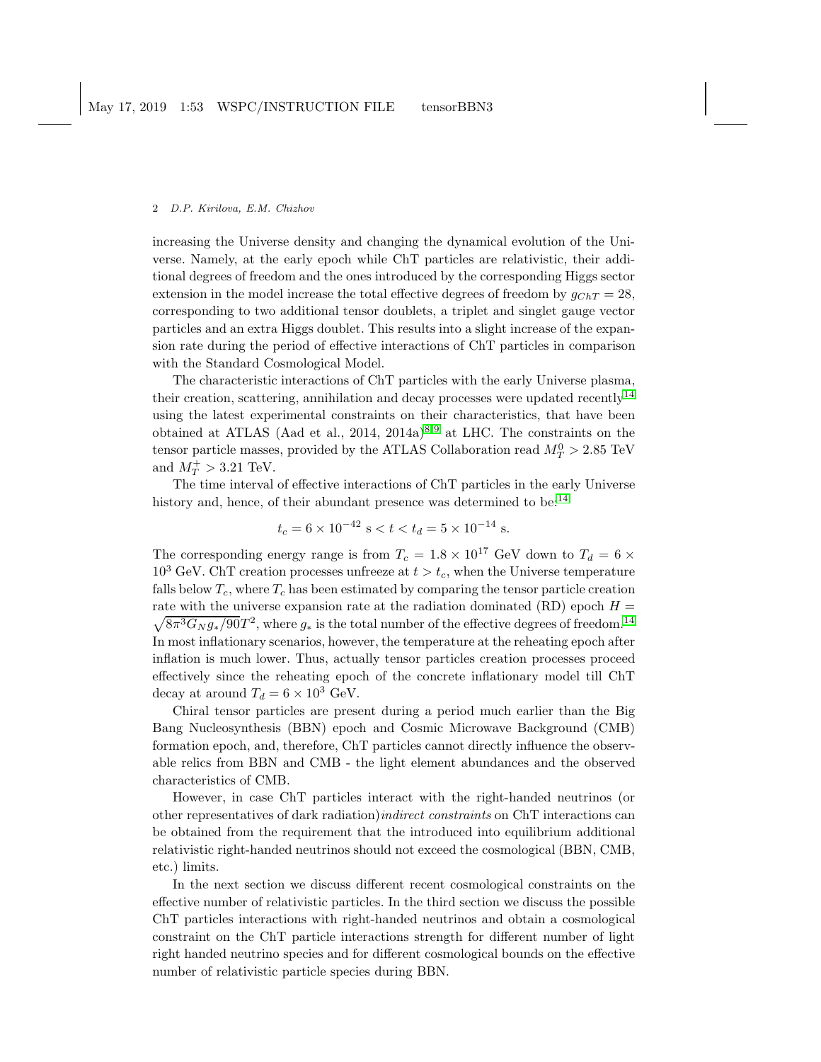increasing the Universe density and changing the dynamical evolution of the Universe. Namely, at the early epoch while ChT particles are relativistic, their additional degrees of freedom and the ones introduced by the corresponding Higgs sector extension in the model increase the total effective degrees of freedom by $g_{ChT} = 28$, corresponding to two additional tensor doublets, a triplet and singlet gauge vector particles and an extra Higgs doublet. This results into a slight increase of the expansion rate during the period of effective interactions of ChT particles in comparison with the Standard Cosmological Model.

The characteristic interactions of ChT particles with the early Universe plasma, their creation, scattering, annihilation and decay processes were updated recently[14] using the latest experimental constraints on their characteristics, that have been obtained at ATLAS (Aad et al., 2014, 2014a)[8,9] at LHC. The constraints on the tensor particle masses, provided by the ATLAS Collaboration read $M_T^0 > 2.85$ TeV and $M_T^+ > 3.21$ TeV.

The time interval of effective interactions of ChT particles in the early Universe history and, hence, of their abundant presence was determined to be:[14]

$$t_c = 6 \times 10^{-42} \text{ s} < t < t_d = 5 \times 10^{-14} \text{ s}.$$

The corresponding energy range is from $T_c = 1.8 \times 10^{17}$ GeV down to $T_d = 6 \times 10^3$ GeV. ChT creation processes unfreeze at $t > t_c$, when the Universe temperature falls below $T_c$, where $T_c$ has been estimated by comparing the tensor particle creation rate with the universe expansion rate at the radiation dominated (RD) epoch $H = \sqrt{8\pi^3 G_N g_*/90}T^2$, where $g_*$ is the total number of the effective degrees of freedom.[14] In most inflationary scenarios, however, the temperature at the reheating epoch after inflation is much lower. Thus, actually tensor particles creation processes proceed effectively since the reheating epoch of the concrete inflationary model till ChT decay at around $T_d = 6 \times 10^3$ GeV.

Chiral tensor particles are present during a period much earlier than the Big Bang Nucleosynthesis (BBN) epoch and Cosmic Microwave Background (CMB) formation epoch, and, therefore, ChT particles cannot directly influence the observable relics from BBN and CMB - the light element abundances and the observed characteristics of CMB.

However, in case ChT particles interact with the right-handed neutrinos (or other representatives of dark radiation)*indirect constraints* on ChT interactions can be obtained from the requirement that the introduced into equilibrium additional relativistic right-handed neutrinos should not exceed the cosmological (BBN, CMB, etc.) limits.

In the next section we discuss different recent cosmological constraints on the effective number of relativistic particles. In the third section we discuss the possible ChT particles interactions with right-handed neutrinos and obtain a cosmological constraint on the ChT particle interactions strength for different number of light right handed neutrino species and for different cosmological bounds on the effective number of relativistic particle species during BBN.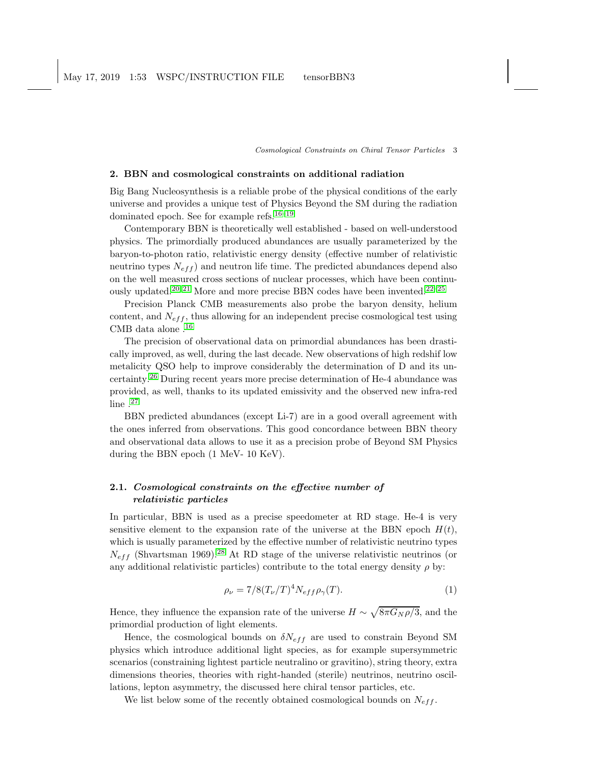## 2. BBN and cosmological constraints on additional radiation

Big Bang Nucleosynthesis is a reliable probe of the physical conditions of the early universe and provides a unique test of Physics Beyond the SM during the radiation dominated epoch. See for example refs.[16–19]

Contemporary BBN is theoretically well established - based on well-understood physics. The primordially produced abundances are usually parameterized by the baryon-to-photon ratio, relativistic energy density (effective number of relativistic neutrino types $N_{eff}$) and neutron life time. The predicted abundances depend also on the well measured cross sections of nuclear processes, which have been continuously updated.[20,21] More and more precise BBN codes have been invented.[22–25]

Precision Planck CMB measurements also probe the baryon density, helium content, and $N_{eff}$, thus allowing for an independent precise cosmological test using CMB data alone .[16]

The precision of observational data on primordial abundances has been drastically improved, as well, during the last decade. New observations of high redshif low metalicity QSO help to improve considerably the determination of D and its uncertainty.[26] During recent years more precise determination of He-4 abundance was provided, as well, thanks to its updated emissivity and the observed new infra-red line .[27]

BBN predicted abundances (except Li-7) are in a good overall agreement with the ones inferred from observations. This good concordance between BBN theory and observational data allows to use it as a precision probe of Beyond SM Physics during the BBN epoch (1 MeV- 10 KeV).

### 2.1. *Cosmological constraints on the effective number of relativistic particles*

In particular, BBN is used as a precise speedometer at RD stage. He-4 is very sensitive element to the expansion rate of the universe at the BBN epoch $H(t)$, which is usually parameterized by the effective number of relativistic neutrino types $N_{eff}$ (Shvartsman 1969).[28] At RD stage of the universe relativistic neutrinos (or any additional relativistic particles) contribute to the total energy density $\rho$ by:

$$\rho_\nu = 7/8(T_\nu/T)^4 N_{eff}\rho_\gamma(T). \tag{1}$$

Hence, they influence the expansion rate of the universe $H \sim \sqrt{8\pi G_N \rho/3}$, and the primordial production of light elements.

Hence, the cosmological bounds on $\delta N_{eff}$ are used to constrain Beyond SM physics which introduce additional light species, as for example supersymmetric scenarios (constraining lightest particle neutralino or gravitino), string theory, extra dimensions theories, theories with right-handed (sterile) neutrinos, neutrino oscillations, lepton asymmetry, the discussed here chiral tensor particles, etc.

We list below some of the recently obtained cosmological bounds on $N_{eff}$.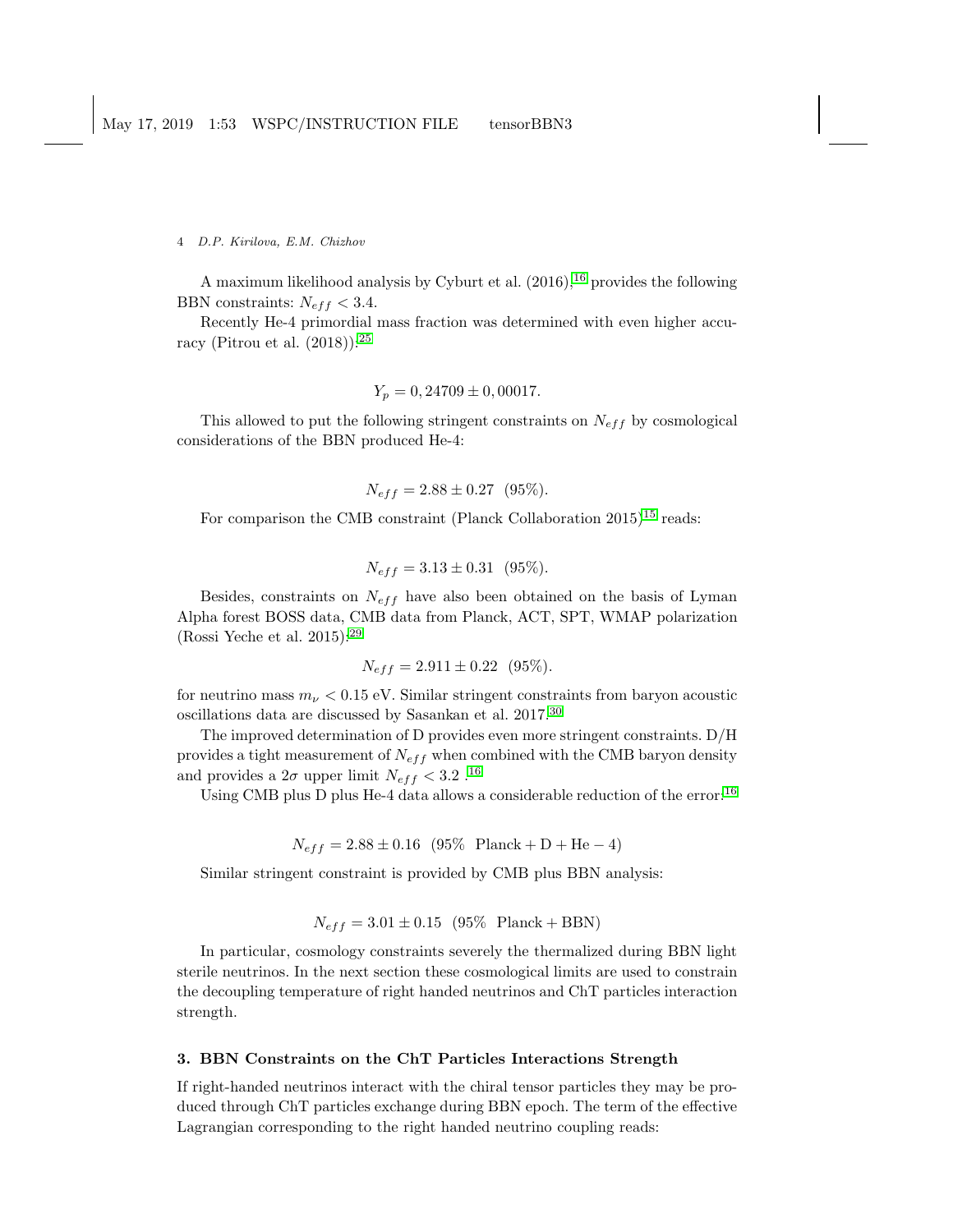A maximum likelihood analysis by Cyburt et al. (2016),[16] provides the following BBN constraints: $N_{eff} < 3.4$.

Recently He-4 primordial mass fraction was determined with even higher accuracy (Pitrou et al. (2018)):[25]

$$Y_p = 0,24709 \pm 0,00017.$$

This allowed to put the following stringent constraints on $N_{eff}$ by cosmological considerations of the BBN produced He-4:

$$N_{eff} = 2.88 \pm 0.27 \ \ (95\%).$$

For comparison the CMB constraint (Planck Collaboration 2015)[15] reads:

$$N_{eff} = 3.13 \pm 0.31 \ \ (95\%).$$

Besides, constraints on $N_{eff}$ have also been obtained on the basis of Lyman Alpha forest BOSS data, CMB data from Planck, ACT, SPT, WMAP polarization (Rossi Yeche et al. 2015):[29]

$$N_{eff} = 2.911 \pm 0.22 \ \ (95\%).$$

for neutrino mass $m_\nu < 0.15$ eV. Similar stringent constraints from baryon acoustic oscillations data are discussed by Sasankan et al. 2017.[30]

The improved determination of D provides even more stringent constraints. D/H provides a tight measurement of $N_{eff}$ when combined with the CMB baryon density and provides a $2\sigma$ upper limit $N_{eff} < 3.2$ .[16]

Using CMB plus D plus He-4 data allows a considerable reduction of the error:[16]

$$N_{eff} = 2.88 \pm 0.16 \ \ (95\% \ \ \mathrm{Planck + D + He-4})$$

Similar stringent constraint is provided by CMB plus BBN analysis:

$$N_{eff} = 3.01 \pm 0.15 \ \ (95\% \ \ \mathrm{Planck + BBN})$$

In particular, cosmology constraints severely the thermalized during BBN light sterile neutrinos. In the next section these cosmological limits are used to constrain the decoupling temperature of right handed neutrinos and ChT particles interaction strength.

## 3. BBN Constraints on the ChT Particles Interactions Strength

If right-handed neutrinos interact with the chiral tensor particles they may be produced through ChT particles exchange during BBN epoch. The term of the effective Lagrangian corresponding to the right handed neutrino coupling reads: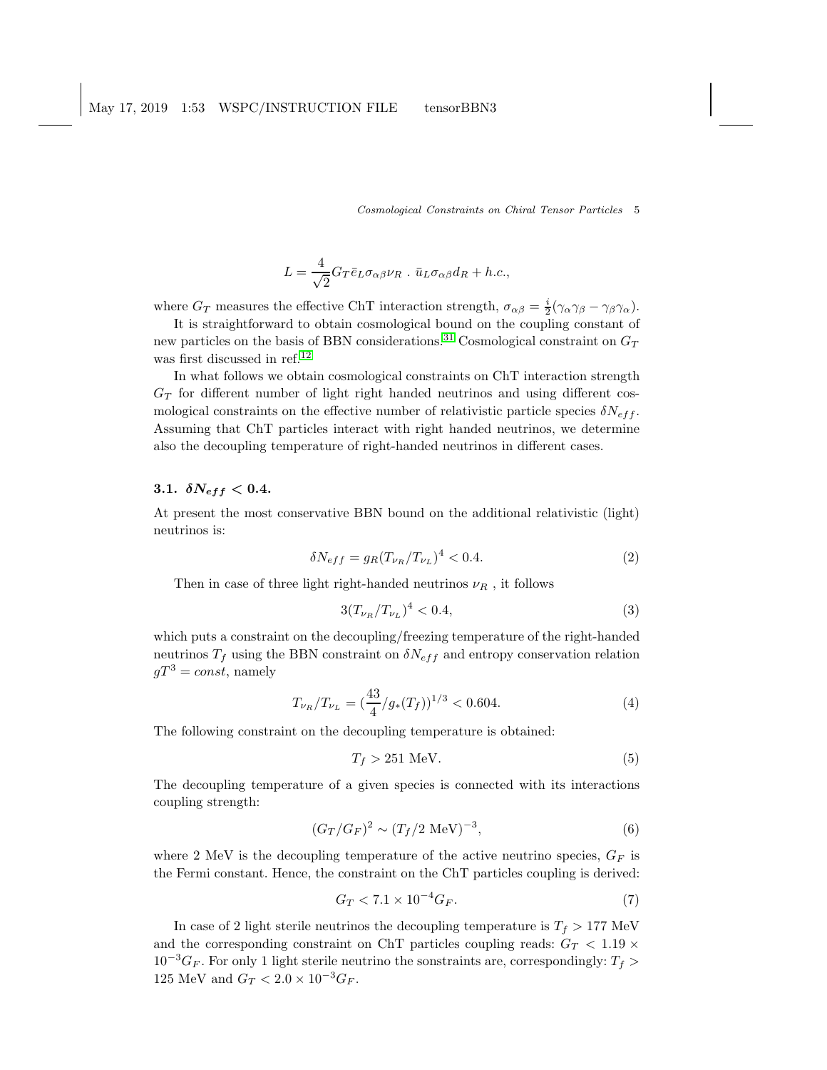$$L = \frac{4}{\sqrt{2}} G_T \bar{e}_L \sigma_{\alpha\beta} \nu_R \ . \ \bar{u}_L \sigma_{\alpha\beta} d_R + h.c.,$$

where $G_T$ measures the effective ChT interaction strength, $\sigma_{\alpha\beta} = \frac{i}{2}(\gamma_\alpha\gamma_\beta - \gamma_\beta\gamma_\alpha)$.

It is straightforward to obtain cosmological bound on the coupling constant of new particles on the basis of BBN considerations.[31] Cosmological constraint on $G_T$ was first discussed in ref.[12]

In what follows we obtain cosmological constraints on ChT interaction strength $G_T$ for different number of light right handed neutrinos and using different cosmological constraints on the effective number of relativistic particle species $\delta N_{eff}$. Assuming that ChT particles interact with right handed neutrinos, we determine also the decoupling temperature of right-handed neutrinos in different cases.

### 3.1. $\delta N_{eff} < 0.4$.

At present the most conservative BBN bound on the additional relativistic (light) neutrinos is:

$$\delta N_{eff} = g_R (T_{\nu_R}/T_{\nu_L})^4 < 0.4. \tag{2}$$

Then in case of three light right-handed neutrinos $\nu_R$ , it follows

$$3(T_{\nu_R}/T_{\nu_L})^4 < 0.4, \tag{3}$$

which puts a constraint on the decoupling/freezing temperature of the right-handed neutrinos $T_f$ using the BBN constraint on $\delta N_{eff}$ and entropy conservation relation $gT^3 = const$, namely

$$T_{\nu_R}/T_{\nu_L} = (\frac{43}{4}/g_*(T_f))^{1/3} < 0.604. \tag{4}$$

The following constraint on the decoupling temperature is obtained:

$$T_f > 251 \text{ MeV}. \tag{5}$$

The decoupling temperature of a given species is connected with its interactions coupling strength:

$$(G_T/G_F)^2 \sim (T_f/2 \text{ MeV})^{-3}, \tag{6}$$

where 2 MeV is the decoupling temperature of the active neutrino species, $G_F$ is the Fermi constant. Hence, the constraint on the ChT particles coupling is derived:

$$G_T < 7.1 \times 10^{-4} G_F. \tag{7}$$

In case of 2 light sterile neutrinos the decoupling temperature is $T_f > 177$ MeV and the corresponding constraint on ChT particles coupling reads: $G_T < 1.19 \times 10^{-3} G_F$. For only 1 light sterile neutrino the sonstraints are, correspondingly: $T_f > 125$ MeV and $G_T < 2.0 \times 10^{-3} G_F$.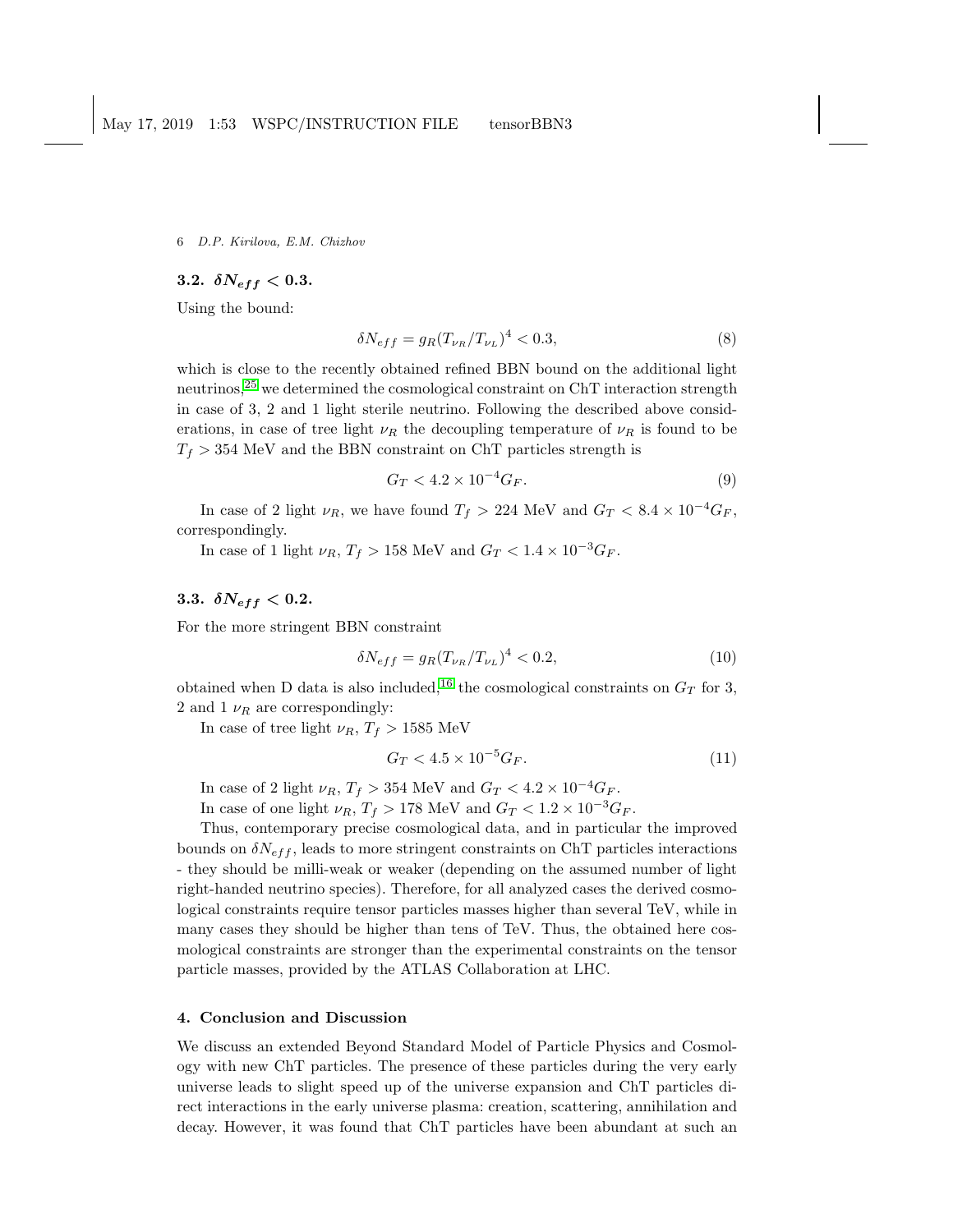### 3.2. $\delta N_{eff} < 0.3$.

Using the bound:

$$\delta N_{eff} = g_R (T_{\nu_R}/T_{\nu_L})^4 < 0.3, \tag{8}$$

which is close to the recently obtained refined BBN bound on the additional light neutrinos,[25] we determined the cosmological constraint on ChT interaction strength in case of 3, 2 and 1 light sterile neutrino. Following the described above considerations, in case of tree light $\nu_R$ the decoupling temperature of $\nu_R$ is found to be $T_f > 354$ MeV and the BBN constraint on ChT particles strength is

$$G_T < 4.2 \times 10^{-4} G_F. \tag{9}$$

In case of 2 light $\nu_R$, we have found $T_f > 224$ MeV and $G_T < 8.4 \times 10^{-4} G_F$, correspondingly.

In case of 1 light $\nu_R$, $T_f > 158$ MeV and $G_T < 1.4 \times 10^{-3} G_F$.

### 3.3. $\delta N_{eff} < 0.2$.

For the more stringent BBN constraint

$$\delta N_{eff} = g_R (T_{\nu_R}/T_{\nu_L})^4 < 0.2, \tag{10}$$

obtained when D data is also included,[16] the cosmological constraints on $G_T$ for 3, 2 and 1 $\nu_R$ are correspondingly:

In case of tree light $\nu_R$, $T_f > 1585$ MeV

$$G_T < 4.5 \times 10^{-5} G_F. \tag{11}$$

In case of 2 light $\nu_R$, $T_f > 354$ MeV and $G_T < 4.2 \times 10^{-4} G_F$.

In case of one light $\nu_R$, $T_f > 178$ MeV and $G_T < 1.2 \times 10^{-3} G_F$.

Thus, contemporary precise cosmological data, and in particular the improved bounds on $\delta N_{eff}$, leads to more stringent constraints on ChT particles interactions - they should be milli-weak or weaker (depending on the assumed number of light right-handed neutrino species). Therefore, for all analyzed cases the derived cosmological constraints require tensor particles masses higher than several TeV, while in many cases they should be higher than tens of TeV. Thus, the obtained here cosmological constraints are stronger than the experimental constraints on the tensor particle masses, provided by the ATLAS Collaboration at LHC.

## 4. Conclusion and Discussion

We discuss an extended Beyond Standard Model of Particle Physics and Cosmology with new ChT particles. The presence of these particles during the very early universe leads to slight speed up of the universe expansion and ChT particles direct interactions in the early universe plasma: creation, scattering, annihilation and decay. However, it was found that ChT particles have been abundant at such an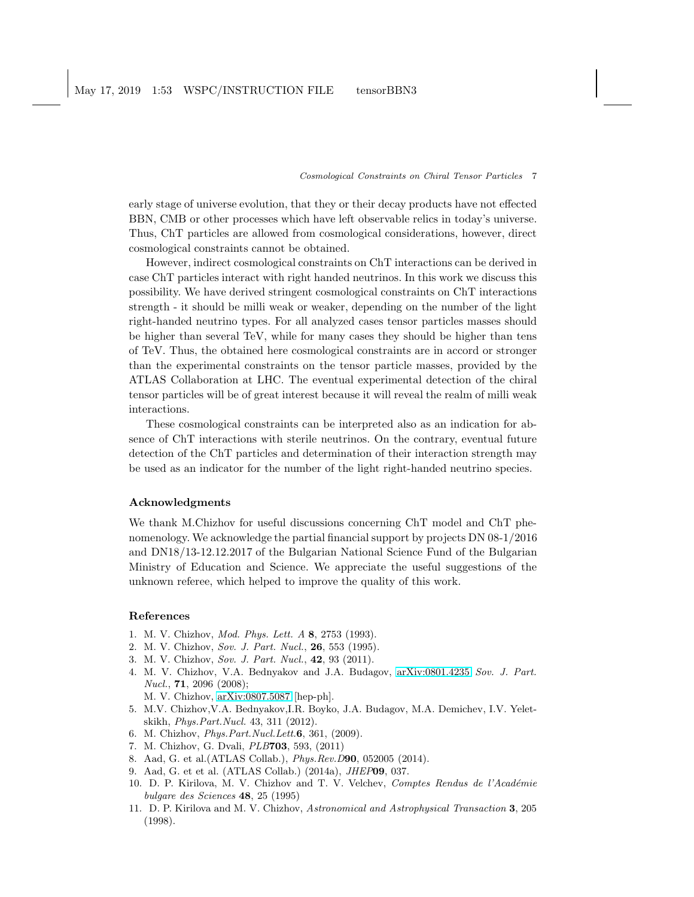early stage of universe evolution, that they or their decay products have not effected BBN, CMB or other processes which have left observable relics in today's universe. Thus, ChT particles are allowed from cosmological considerations, however, direct cosmological constraints cannot be obtained.

However, indirect cosmological constraints on ChT interactions can be derived in case ChT particles interact with right handed neutrinos. In this work we discuss this possibility. We have derived stringent cosmological constraints on ChT interactions strength - it should be milli weak or weaker, depending on the number of the light right-handed neutrino types. For all analyzed cases tensor particles masses should be higher than several TeV, while for many cases they should be higher than tens of TeV. Thus, the obtained here cosmological constraints are in accord or stronger than the experimental constraints on the tensor particle masses, provided by the ATLAS Collaboration at LHC. The eventual experimental detection of the chiral tensor particles will be of great interest because it will reveal the realm of milli weak interactions.

These cosmological constraints can be interpreted also as an indication for absence of ChT interactions with sterile neutrinos. On the contrary, eventual future detection of the ChT particles and determination of their interaction strength may be used as an indicator for the number of the light right-handed neutrino species.

## Acknowledgments

We thank M.Chizhov for useful discussions concerning ChT model and ChT phenomenology. We acknowledge the partial financial support by projects DN 08-1/2016 and DN18/13-12.12.2017 of the Bulgarian National Science Fund of the Bulgarian Ministry of Education and Science. We appreciate the useful suggestions of the unknown referee, which helped to improve the quality of this work.

## References

1. M. V. Chizhov, *Mod. Phys. Lett. A* **8**, 2753 (1993).
2. M. V. Chizhov, *Sov. J. Part. Nucl.*, **26**, 553 (1995).
3. M. V. Chizhov, *Sov. J. Part. Nucl.*, **42**, 93 (2011).
4. M. V. Chizhov, V.A. Bednyakov and J.A. Budagov, arXiv:0801.4235 *Sov. J. Part. Nucl.*, **71**, 2096 (2008);
   M. V. Chizhov, arXiv:0807.5087 [hep-ph].
5. M.V. Chizhov,V.A. Bednyakov,I.R. Boyko, J.A. Budagov, M.A. Demichev, I.V. Yeletskikh, *Phys.Part.Nucl.* 43, 311 (2012).
6. M. Chizhov, *Phys.Part.Nucl.Lett.***6**, 361, (2009).
7. M. Chizhov, G. Dvali, *PLB***703**, 593, (2011)
8. Aad, G. et al.(ATLAS Collab.), *Phys.Rev.D***90**, 052005 (2014).
9. Aad, G. et et al. (ATLAS Collab.) (2014a), *JHEP***09**, 037.
10. D. P. Kirilova, M. V. Chizhov and T. V. Velchev, *Comptes Rendus de l'Académie bulgare des Sciences* **48**, 25 (1995)
11. D. P. Kirilova and M. V. Chizhov, *Astronomical and Astrophysical Transaction* **3**, 205 (1998).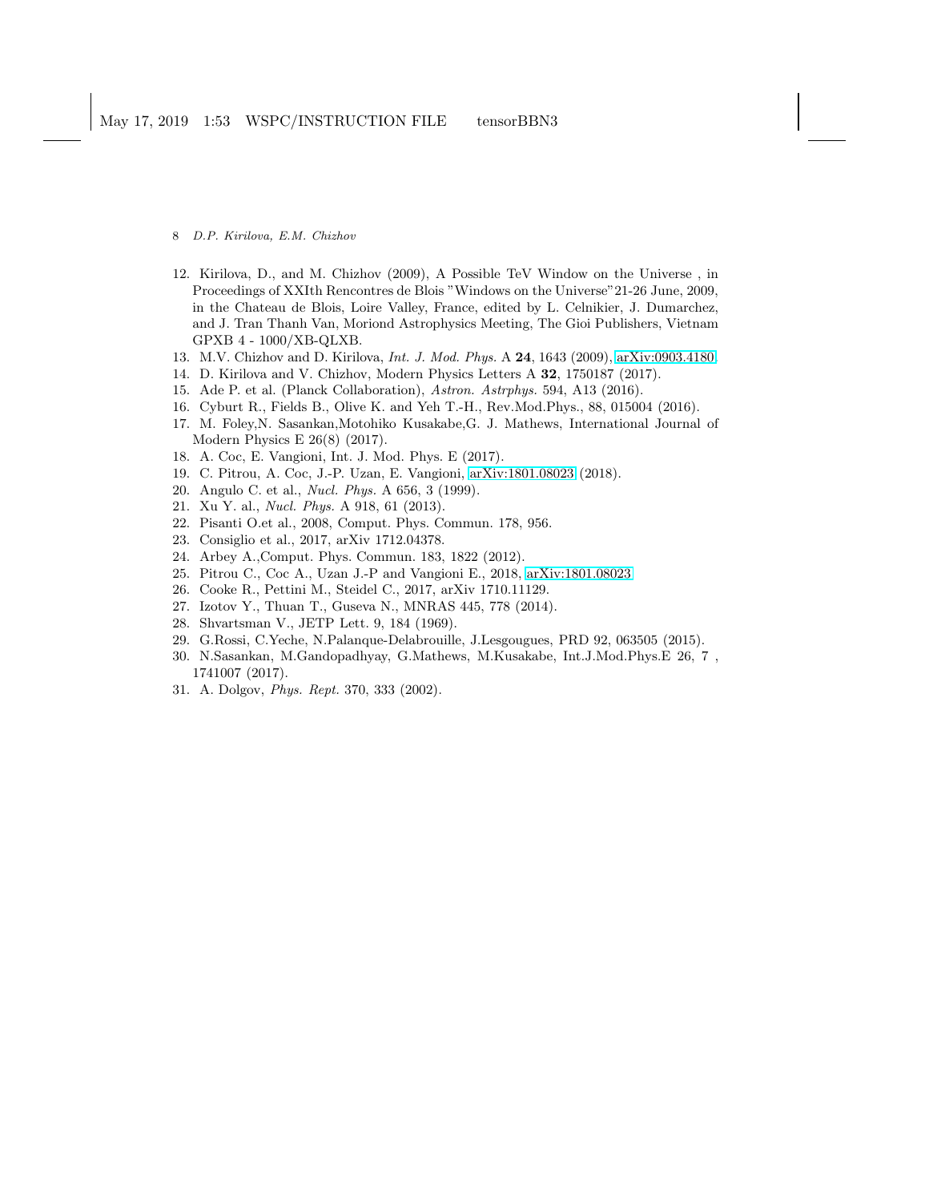12. Kirilova, D., and M. Chizhov (2009), A Possible TeV Window on the Universe , in Proceedings of XXIth Rencontres de Blois "Windows on the Universe"21-26 June, 2009, in the Chateau de Blois, Loire Valley, France, edited by L. Celnikier, J. Dumarchez, and J. Tran Thanh Van, Moriond Astrophysics Meeting, The Gioi Publishers, Vietnam GPXB 4 - 1000/XB-QLXB.
13. M.V. Chizhov and D. Kirilova, *Int. J. Mod. Phys.* A **24**, 1643 (2009), arXiv:0903.4180.
14. D. Kirilova and V. Chizhov, Modern Physics Letters A **32**, 1750187 (2017).
15. Ade P. et al. (Planck Collaboration), *Astron. Astrphys.* 594, A13 (2016).
16. Cyburt R., Fields B., Olive K. and Yeh T.-H., Rev.Mod.Phys., 88, 015004 (2016).
17. M. Foley,N. Sasankan,Motohiko Kusakabe,G. J. Mathews, International Journal of Modern Physics E 26(8) (2017).
18. A. Coc, E. Vangioni, Int. J. Mod. Phys. E (2017).
19. C. Pitrou, A. Coc, J.-P. Uzan, E. Vangioni, arXiv:1801.08023 (2018).
20. Angulo C. et al., *Nucl. Phys.* A 656, 3 (1999).
21. Xu Y. al., *Nucl. Phys.* A 918, 61 (2013).
22. Pisanti O.et al., 2008, Comput. Phys. Commun. 178, 956.
23. Consiglio et al., 2017, arXiv 1712.04378.
24. Arbey A.,Comput. Phys. Commun. 183, 1822 (2012).
25. Pitrou C., Coc A., Uzan J.-P and Vangioni E., 2018, arXiv:1801.08023
26. Cooke R., Pettini M., Steidel C., 2017, arXiv 1710.11129.
27. Izotov Y., Thuan T., Guseva N., MNRAS 445, 778 (2014).
28. Shvartsman V., JETP Lett. 9, 184 (1969).
29. G.Rossi, C.Yeche, N.Palanque-Delabrouille, J.Lesgougues, PRD 92, 063505 (2015).
30. N.Sasankan, M.Gandopadhyay, G.Mathews, M.Kusakabe, Int.J.Mod.Phys.E 26, 7 , 1741007 (2017).
31. A. Dolgov, *Phys. Rept.* 370, 333 (2002).